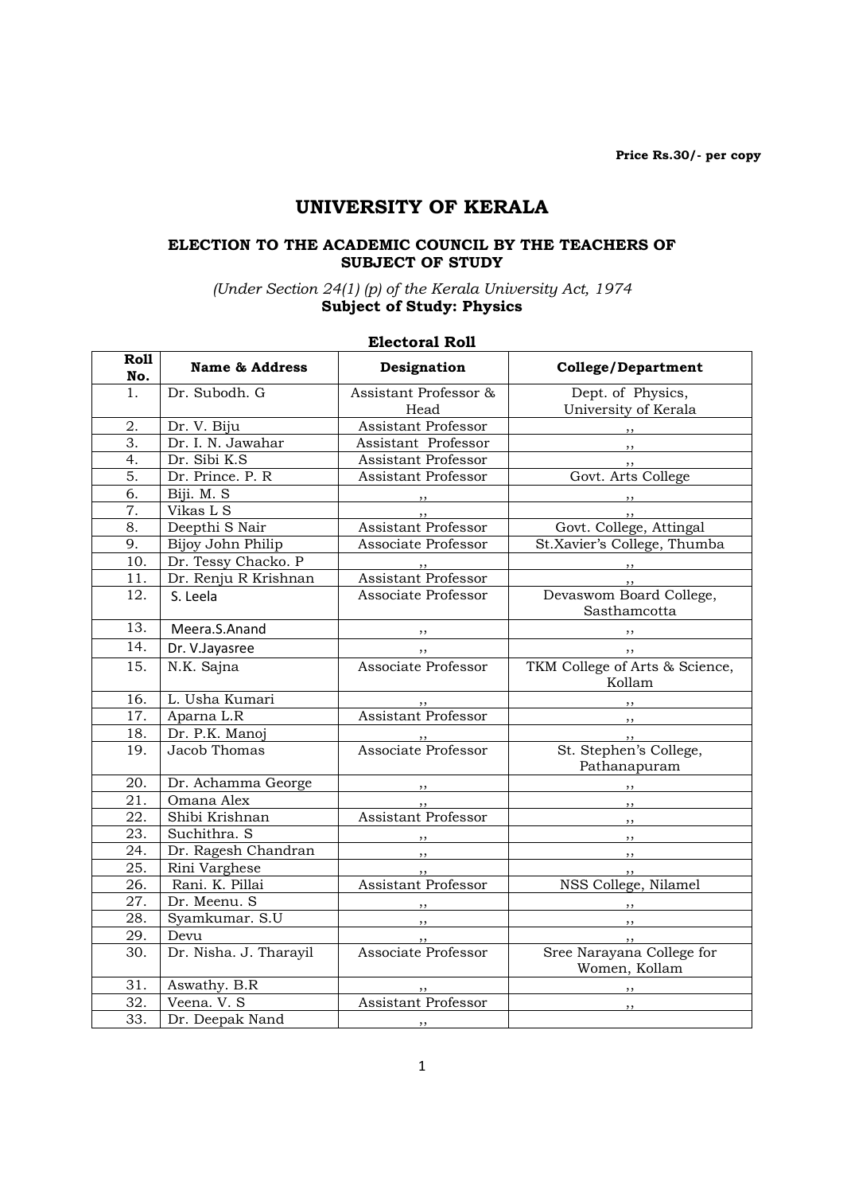Price Rs.30/- per copy

# UNIVERSITY OF KERALA

## ELECTION TO THE ACADEMIC COUNCIL BY THE TEACHERS OF SUBJECT OF STUDY

*(Under Section 24(1) (p) of the Kerala University Act, 1974*
**Subject of Study: Physics**

**Electoral Roll**

| Roll No. | Name & Address | Designation | College/Department |
|---|---|---|---|
| 1. | Dr. Subodh. G | Assistant Professor & Head | Dept. of Physics, University of Kerala |
| 2. | Dr. V. Biju | Assistant Professor | ,, |
| 3. | Dr. I. N. Jawahar | Assistant Professor | ,, |
| 4. | Dr. Sibi K.S | Assistant Professor | ,, |
| 5. | Dr. Prince. P. R | Assistant Professor | Govt. Arts College |
| 6. | Biji. M. S | ,, | ,, |
| 7. | Vikas L S | ,, | ,, |
| 8. | Deepthi S Nair | Assistant Professor | Govt. College, Attingal |
| 9. | Bijoy John Philip | Associate Professor | St.Xavier's College, Thumba |
| 10. | Dr. Tessy Chacko. P | ,, | ,, |
| 11. | Dr. Renju R Krishnan | Assistant Professor | ,, |
| 12. | S. Leela | Associate Professor | Devaswom Board College, Sasthamcotta |
| 13. | Meera.S.Anand | ,, | ,, |
| 14. | Dr. V.Jayasree | ,, | ,, |
| 15. | N.K. Sajna | Associate Professor | TKM College of Arts & Science, Kollam |
| 16. | L. Usha Kumari | ,, | ,, |
| 17. | Aparna L.R | Assistant Professor | ,, |
| 18. | Dr. P.K. Manoj | ,, | ,, |
| 19. | Jacob Thomas | Associate Professor | St. Stephen's College, Pathanapuram |
| 20. | Dr. Achamma George | ,, | ,, |
| 21. | Omana Alex | ,, | ,, |
| 22. | Shibi Krishnan | Assistant Professor | ,, |
| 23. | Suchithra. S | ,, | ,, |
| 24. | Dr. Ragesh Chandran | ,, | ,, |
| 25. | Rini Varghese | ,, | ,, |
| 26. | Rani. K. Pillai | Assistant Professor | NSS College, Nilamel |
| 27. | Dr. Meenu. S | ,, | ,, |
| 28. | Syamkumar. S.U | ,, | ,, |
| 29. | Devu | ,, | ,, |
| 30. | Dr. Nisha. J. Tharayil | Associate Professor | Sree Narayana College for Women, Kollam |
| 31. | Aswathy. B.R | ,, | ,, |
| 32. | Veena. V. S | Assistant Professor | ,, |
| 33. | Dr. Deepak Nand | ,, | |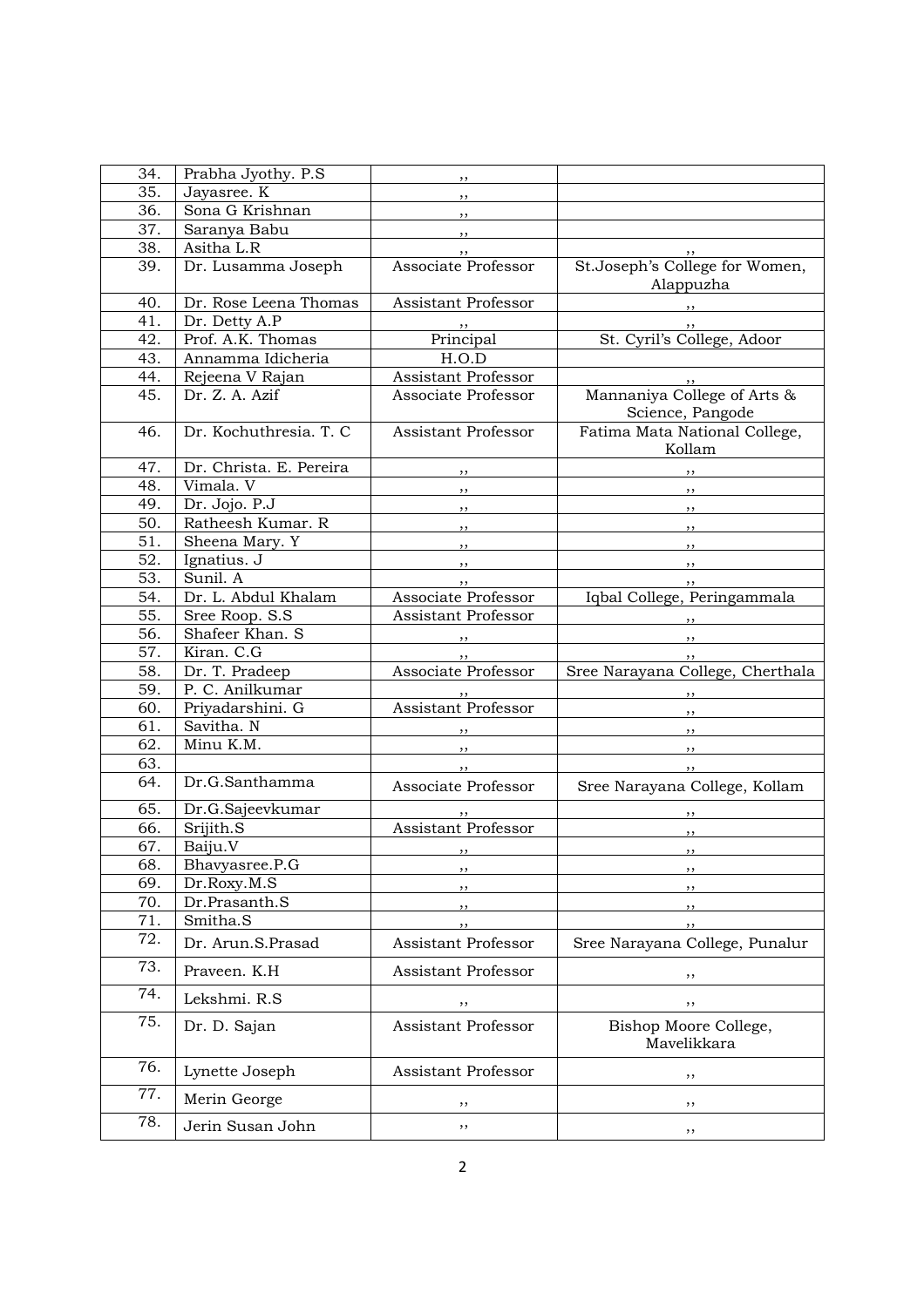| 34. | Prabha Jyothy. P.S | ,, | |
|---|---|---|---|
| 35. | Jayasree. K | ,, | |
| 36. | Sona G Krishnan | ,, | |
| 37. | Saranya Babu | ,, | |
| 38. | Asitha L.R | ,, | ,, |
| 39. | Dr. Lusamma Joseph | Associate Professor | St.Joseph's College for Women, Alappuzha |
| 40. | Dr. Rose Leena Thomas | Assistant Professor | ,, |
| 41. | Dr. Detty A.P | ,, | ,, |
| 42. | Prof. A.K. Thomas | Principal | St. Cyril's College, Adoor |
| 43. | Annamma Idicheria | H.O.D | |
| 44. | Rejeena V Rajan | Assistant Professor | ,, |
| 45. | Dr. Z. A. Azif | Associate Professor | Mannaniya College of Arts & Science, Pangode |
| 46. | Dr. Kochuthresia. T. C | Assistant Professor | Fatima Mata National College, Kollam |
| 47. | Dr. Christa. E. Pereira | ,, | ,, |
| 48. | Vimala. V | ,, | ,, |
| 49. | Dr. Jojo. P.J | ,, | ,, |
| 50. | Ratheesh Kumar. R | ,, | ,, |
| 51. | Sheena Mary. Y | ,, | ,, |
| 52. | Ignatius. J | ,, | ,, |
| 53. | Sunil. A | ,, | ,, |
| 54. | Dr. L. Abdul Khalam | Associate Professor | Iqbal College, Peringammala |
| 55. | Sree Roop. S.S | Assistant Professor | ,, |
| 56. | Shafeer Khan. S | ,, | ,, |
| 57. | Kiran. C.G | ,, | ,, |
| 58. | Dr. T. Pradeep | Associate Professor | Sree Narayana College, Cherthala |
| 59. | P. C. Anilkumar | ,, | ,, |
| 60. | Priyadarshini. G | Assistant Professor | ,, |
| 61. | Savitha. N | ,, | ,, |
| 62. | Minu K.M. | ,, | ,, |
| 63. | | ,, | ,, |
| 64. | Dr.G.Santhamma | Associate Professor | Sree Narayana College, Kollam |
| 65. | Dr.G.Sajeevkumar | ,, | ,, |
| 66. | Srijith.S | Assistant Professor | ,, |
| 67. | Baiju.V | ,, | ,, |
| 68. | Bhavyasree.P.G | ,, | ,, |
| 69. | Dr.Roxy.M.S | ,, | ,, |
| 70. | Dr.Prasanth.S | ,, | ,, |
| 71. | Smitha.S | ,, | ,, |
| 72. | Dr. Arun.S.Prasad | Assistant Professor | Sree Narayana College, Punalur |
| 73. | Praveen. K.H | Assistant Professor | ,, |
| 74. | Lekshmi. R.S | ,, | ,, |
| 75. | Dr. D. Sajan | Assistant Professor | Bishop Moore College, Mavelikkara |
| 76. | Lynette Joseph | Assistant Professor | ,, |
| 77. | Merin George | ,, | ,, |
| 78. | Jerin Susan John | ,, | ,, |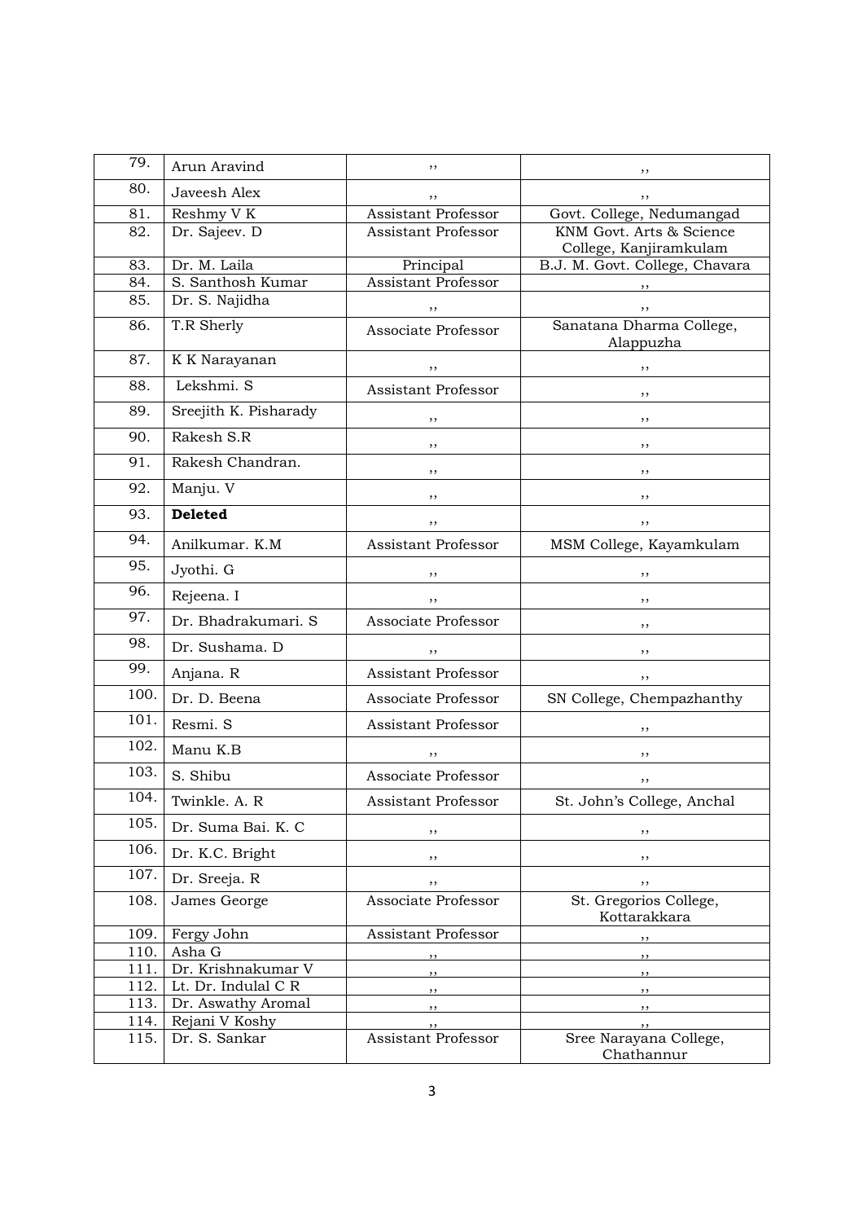| | | | |
|---|---|---|---|
| 79. | Arun Aravind | ,, | ,, |
| 80. | Javeesh Alex | ,, | ,, |
| 81. | Reshmy V K | Assistant Professor | Govt. College, Nedumangad |
| 82. | Dr. Sajeev. D | Assistant Professor | KNM Govt. Arts & Science College, Kanjiramkulam |
| 83. | Dr. M. Laila | Principal | B.J. M. Govt. College, Chavara |
| 84. | S. Santhosh Kumar | Assistant Professor | ,, |
| 85. | Dr. S. Najidha | ,, | ,, |
| 86. | T.R Sherly | Associate Professor | Sanatana Dharma College, Alappuzha |
| 87. | K K Narayanan | ,, | ,, |
| 88. | Lekshmi. S | Assistant Professor | ,, |
| 89. | Sreejith K. Pisharady | ,, | ,, |
| 90. | Rakesh S.R | ,, | ,, |
| 91. | Rakesh Chandran. | ,, | ,, |
| 92. | Manju. V | ,, | ,, |
| 93. | **Deleted** | ,, | ,, |
| 94. | Anilkumar. K.M | Assistant Professor | MSM College, Kayamkulam |
| 95. | Jyothi. G | ,, | ,, |
| 96. | Rejeena. I | ,, | ,, |
| 97. | Dr. Bhadrakumari. S | Associate Professor | ,, |
| 98. | Dr. Sushama. D | ,, | ,, |
| 99. | Anjana. R | Assistant Professor | ,, |
| 100. | Dr. D. Beena | Associate Professor | SN College, Chempazhanthy |
| 101. | Resmi. S | Assistant Professor | ,, |
| 102. | Manu K.B | ,, | ,, |
| 103. | S. Shibu | Associate Professor | ,, |
| 104. | Twinkle. A. R | Assistant Professor | St. John's College, Anchal |
| 105. | Dr. Suma Bai. K. C | ,, | ,, |
| 106. | Dr. K.C. Bright | ,, | ,, |
| 107. | Dr. Sreeja. R | ,, | ,, |
| 108. | James George | Associate Professor | St. Gregorios College, Kottarakkara |
| 109. | Fergy John | Assistant Professor | ,, |
| 110. | Asha G | ,, | ,, |
| 111. | Dr. Krishnakumar V | ,, | ,, |
| 112. | Lt. Dr. Indulal C R | ,, | ,, |
| 113. | Dr. Aswathy Aromal | ,, | ,, |
| 114. | Rejani V Koshy | ,, | ,, |
| 115. | Dr. S. Sankar | Assistant Professor | Sree Narayana College, Chathannur |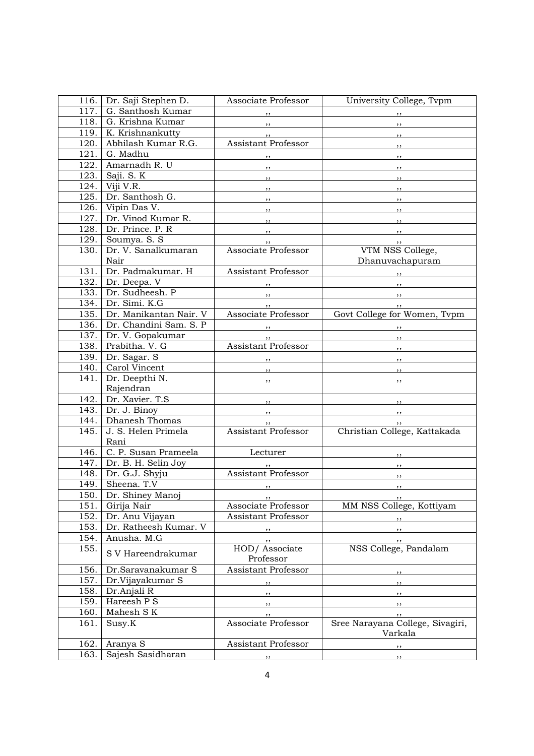| 116. | Dr. Saji Stephen D. | Associate Professor | University College, Tvpm |
|---|---|---|---|
| 117. | G. Santhosh Kumar | ,, | ,, |
| 118. | G. Krishna Kumar | ,, | ,, |
| 119. | K. Krishnankutty | ,, | ,, |
| 120. | Abhilash Kumar R.G. | Assistant Professor | ,, |
| 121. | G. Madhu | ,, | ,, |
| 122. | Amarnadh R. U | ,, | ,, |
| 123. | Saji. S. K | ,, | ,, |
| 124. | Viji V.R. | ,, | ,, |
| 125. | Dr. Santhosh G. | ,, | ,, |
| 126. | Vipin Das V. | ,, | ,, |
| 127. | Dr. Vinod Kumar R. | ,, | ,, |
| 128. | Dr. Prince. P. R | ,, | ,, |
| 129. | Soumya. S. S | ,, | ,, |
| 130. | Dr. V. Sanalkumaran Nair | Associate Professor | VTM NSS College, Dhanuvachapuram |
| 131. | Dr. Padmakumar. H | Assistant Professor | ,, |
| 132. | Dr. Deepa. V | ,, | ,, |
| 133. | Dr. Sudheesh. P | ,, | ,, |
| 134. | Dr. Simi. K.G | ,, | ,, |
| 135. | Dr. Manikantan Nair. V | Associate Professor | Govt College for Women, Tvpm |
| 136. | Dr. Chandini Sam. S. P | ,, | ,, |
| 137. | Dr. V. Gopakumar | ,, | ,, |
| 138. | Prabitha. V. G | Assistant Professor | ,, |
| 139. | Dr. Sagar. S | ,, | ,, |
| 140. | Carol Vincent | ,, | ,, |
| 141. | Dr. Deepthi N. Rajendran | ,, | ,, |
| 142. | Dr. Xavier. T.S | ,, | ,, |
| 143. | Dr. J. Binoy | ,, | ,, |
| 144. | Dhanesh Thomas | ,, | ,, |
| 145. | J. S. Helen Primela Rani | Assistant Professor | Christian College, Kattakada |
| 146. | C. P. Susan Prameela | Lecturer | ,, |
| 147. | Dr. B. H. Selin Joy | ,, | ,, |
| 148. | Dr. G.J. Shyju | Assistant Professor | ,, |
| 149. | Sheena. T.V | ,, | ,, |
| 150. | Dr. Shiney Manoj | ,, | ,, |
| 151. | Girija Nair | Associate Professor | MM NSS College, Kottiyam |
| 152. | Dr. Anu Vijayan | Assistant Professor | ,, |
| 153. | Dr. Ratheesh Kumar. V | ,, | ,, |
| 154. | Anusha. M.G | ,, | ,, |
| 155. | S V Hareendrakumar | HOD/ Associate Professor | NSS College, Pandalam |
| 156. | Dr.Saravanakumar S | Assistant Professor | ,, |
| 157. | Dr.Vijayakumar S | ,, | ,, |
| 158. | Dr.Anjali R | ,, | ,, |
| 159. | Hareesh P S | ,, | ,, |
| 160. | Mahesh S K | ,, | ,, |
| 161. | Susy.K | Associate Professor | Sree Narayana College, Sivagiri, Varkala |
| 162. | Aranya S | Assistant Professor | ,, |
| 163. | Sajesh Sasidharan | ,, | ,, |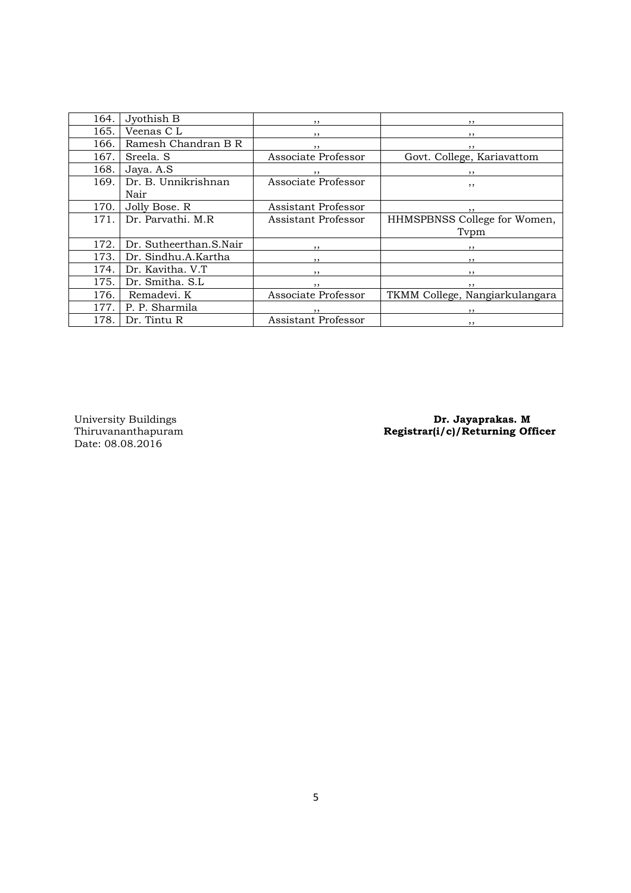| | | | |
|---|---|---|---|
| 164. | Jyothish B | ,, | ,, |
| 165. | Veenas C L | ,, | ,, |
| 166. | Ramesh Chandran B R | ,, | ,, |
| 167. | Sreela. S | Associate Professor | Govt. College, Kariavattom |
| 168. | Jaya. A.S | ,, | ,, |
| 169. | Dr. B. Unnikrishnan Nair | Associate Professor | ,, |
| 170. | Jolly Bose. R | Assistant Professor | ,, |
| 171. | Dr. Parvathi. M.R | Assistant Professor | HHMSPBNSS College for Women, Tvpm |
| 172. | Dr. Sutheerthan.S.Nair | ,, | ,, |
| 173. | Dr. Sindhu.A.Kartha | ,, | ,, |
| 174. | Dr. Kavitha. V.T | ,, | ,, |
| 175. | Dr. Smitha. S.L | ,, | ,, |
| 176. | Remadevi. K | Associate Professor | TKMM College, Nangiarkulangara |
| 177. | P. P. Sharmila | ,, | ,, |
| 178. | Dr. Tintu R | Assistant Professor | ,, |

University Buildings
Thiruvananthapuram
Date: 08.08.2016

**Dr. Jayaprakas. M**
**Registrar(i/c)/Returning Officer**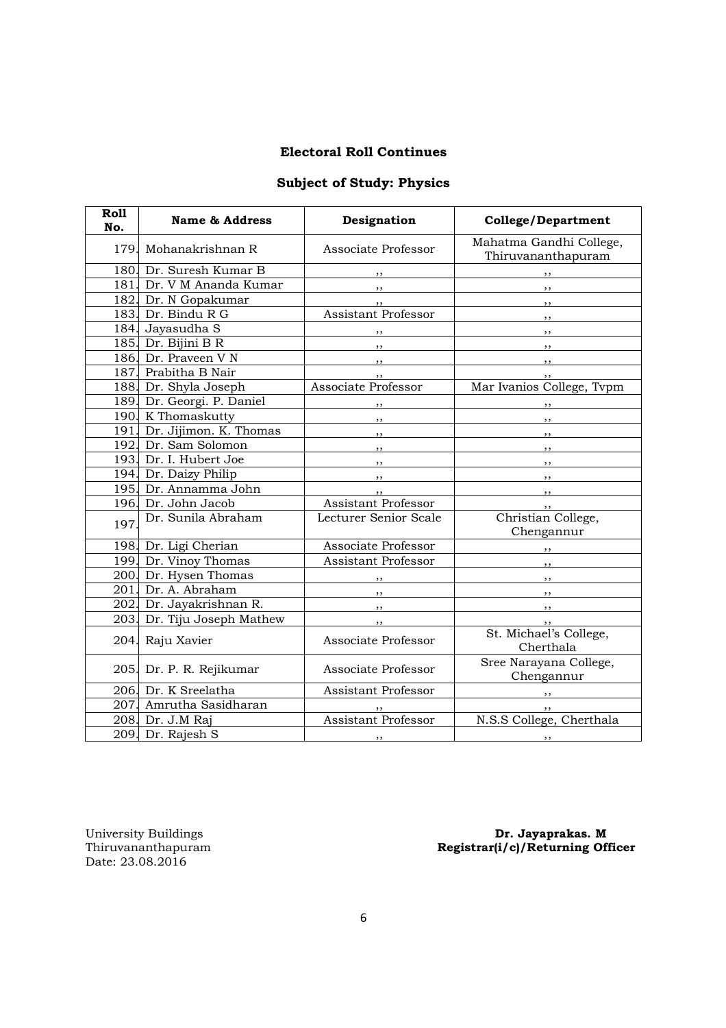**Electoral Roll Continues**

**Subject of Study: Physics**

| Roll No. | Name & Address | Designation | College/Department |
|---|---|---|---|
| 179. | Mohanakrishnan R | Associate Professor | Mahatma Gandhi College, Thiruvananthapuram |
| 180. | Dr. Suresh Kumar B | ,, | ,, |
| 181. | Dr. V M Ananda Kumar | ,, | ,, |
| 182. | Dr. N Gopakumar | ,, | ,, |
| 183. | Dr. Bindu R G | Assistant Professor | ,, |
| 184. | Jayasudha S | ,, | ,, |
| 185. | Dr. Bijini B R | ,, | ,, |
| 186. | Dr. Praveen V N | ,, | ,, |
| 187. | Prabitha B Nair | ,, | ,, |
| 188. | Dr. Shyla Joseph | Associate Professor | Mar Ivanios College, Tvpm |
| 189. | Dr. Georgi. P. Daniel | ,, | ,, |
| 190. | K Thomaskutty | ,, | ,, |
| 191. | Dr. Jijimon. K. Thomas | ,, | ,, |
| 192. | Dr. Sam Solomon | ,, | ,, |
| 193. | Dr. I. Hubert Joe | ,, | ,, |
| 194. | Dr. Daizy Philip | ,, | ,, |
| 195. | Dr. Annamma John | ,, | ,, |
| 196. | Dr. John Jacob | Assistant Professor | ,, |
| 197. | Dr. Sunila Abraham | Lecturer Senior Scale | Christian College, Chengannur |
| 198. | Dr. Ligi Cherian | Associate Professor | ,, |
| 199. | Dr. Vinoy Thomas | Assistant Professor | ,, |
| 200. | Dr. Hysen Thomas | ,, | ,, |
| 201. | Dr. A. Abraham | ,, | ,, |
| 202. | Dr. Jayakrishnan R. | ,, | ,, |
| 203. | Dr. Tiju Joseph Mathew | ,, | ,, |
| 204. | Raju Xavier | Associate Professor | St. Michael's College, Cherthala |
| 205. | Dr. P. R. Rejikumar | Associate Professor | Sree Narayana College, Chengannur |
| 206. | Dr. K Sreelatha | Assistant Professor | ,, |
| 207. | Amrutha Sasidharan | ,, | ,, |
| 208. | Dr. J.M Raj | Assistant Professor | N.S.S College, Cherthala |
| 209. | Dr. Rajesh S | ,, | ,, |

University Buildings
Thiruvananthapuram
Date: 23.08.2016

**Dr. Jayaprakas. M**
**Registrar(i/c)/Returning Officer**